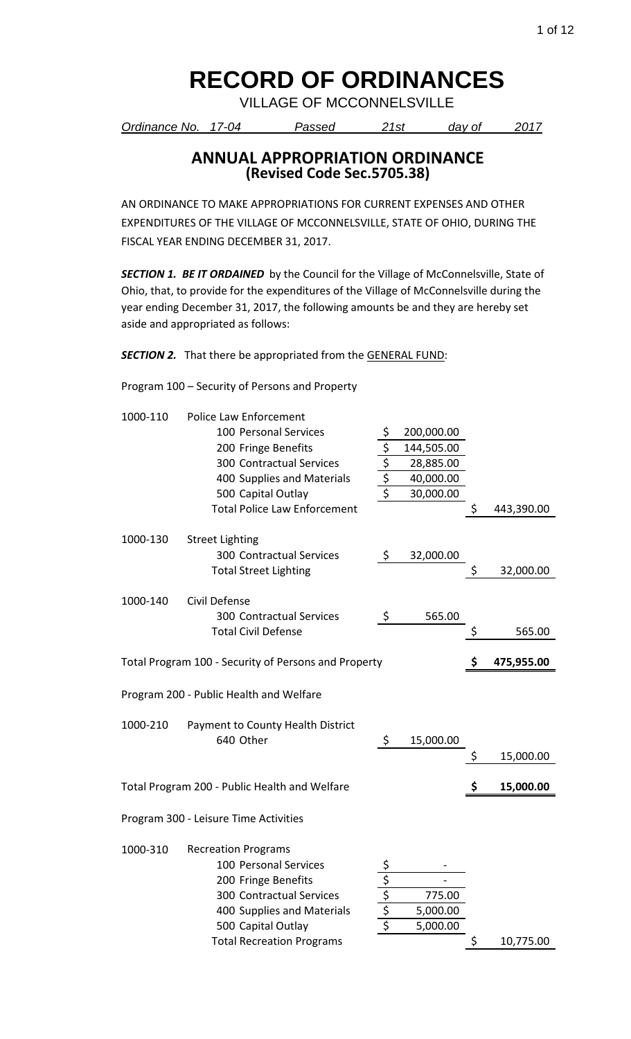# RECORD OF ORDINANCES

VILLAGE OF MCCONNELSVILLE

*Ordinance No. 17-04 Passed 21st day of 2017*

## ANNUAL APPROPRIATION ORDINANCE
### (Revised Code Sec.5705.38)

AN ORDINANCE TO MAKE APPROPRIATIONS FOR CURRENT EXPENSES AND OTHER EXPENDITURES OF THE VILLAGE OF MCCONNELSVILLE, STATE OF OHIO, DURING THE FISCAL YEAR ENDING DECEMBER 31, 2017.

***SECTION 1. BE IT ORDAINED*** by the Council for the Village of McConnelsville, State of Ohio, that, to provide for the expenditures of the Village of McConnelsville during the year ending December 31, 2017, the following amounts be and they are hereby set aside and appropriated as follows:

***SECTION 2.*** That there be appropriated from the GENERAL FUND:

Program 100 – Security of Persons and Property

| | | | |
|---|---|---|---|
| 1000-110 | Police Law Enforcement | | |
| | 100 Personal Services | $ 200,000.00 | |
| | 200 Fringe Benefits | $ 144,505.00 | |
| | 300 Contractual Services | $ 28,885.00 | |
| | 400 Supplies and Materials | $ 40,000.00 | |
| | 500 Capital Outlay | $ 30,000.00 | |
| | Total Police Law Enforcement | | $ 443,390.00 |
| 1000-130 | Street Lighting | | |
| | 300 Contractual Services | $ 32,000.00 | |
| | Total Street Lighting | | $ 32,000.00 |
| 1000-140 | Civil Defense | | |
| | 300 Contractual Services | $ 565.00 | |
| | Total Civil Defense | | $ 565.00 |
| Total Program 100 - Security of Persons and Property | | | **$ 475,955.00** |

Program 200 - Public Health and Welfare

| | | | |
|---|---|---|---|
| 1000-210 | Payment to County Health District | | |
| | 640 Other | $ 15,000.00 | |
| | | | $ 15,000.00 |
| Total Program 200 - Public Health and Welfare | | | **$ 15,000.00** |

Program 300 - Leisure Time Activities

| | | | |
|---|---|---|---|
| 1000-310 | Recreation Programs | | |
| | 100 Personal Services | $ - | |
| | 200 Fringe Benefits | $ - | |
| | 300 Contractual Services | $ 775.00 | |
| | 400 Supplies and Materials | $ 5,000.00 | |
| | 500 Capital Outlay | $ 5,000.00 | |
| | Total Recreation Programs | | $ 10,775.00 |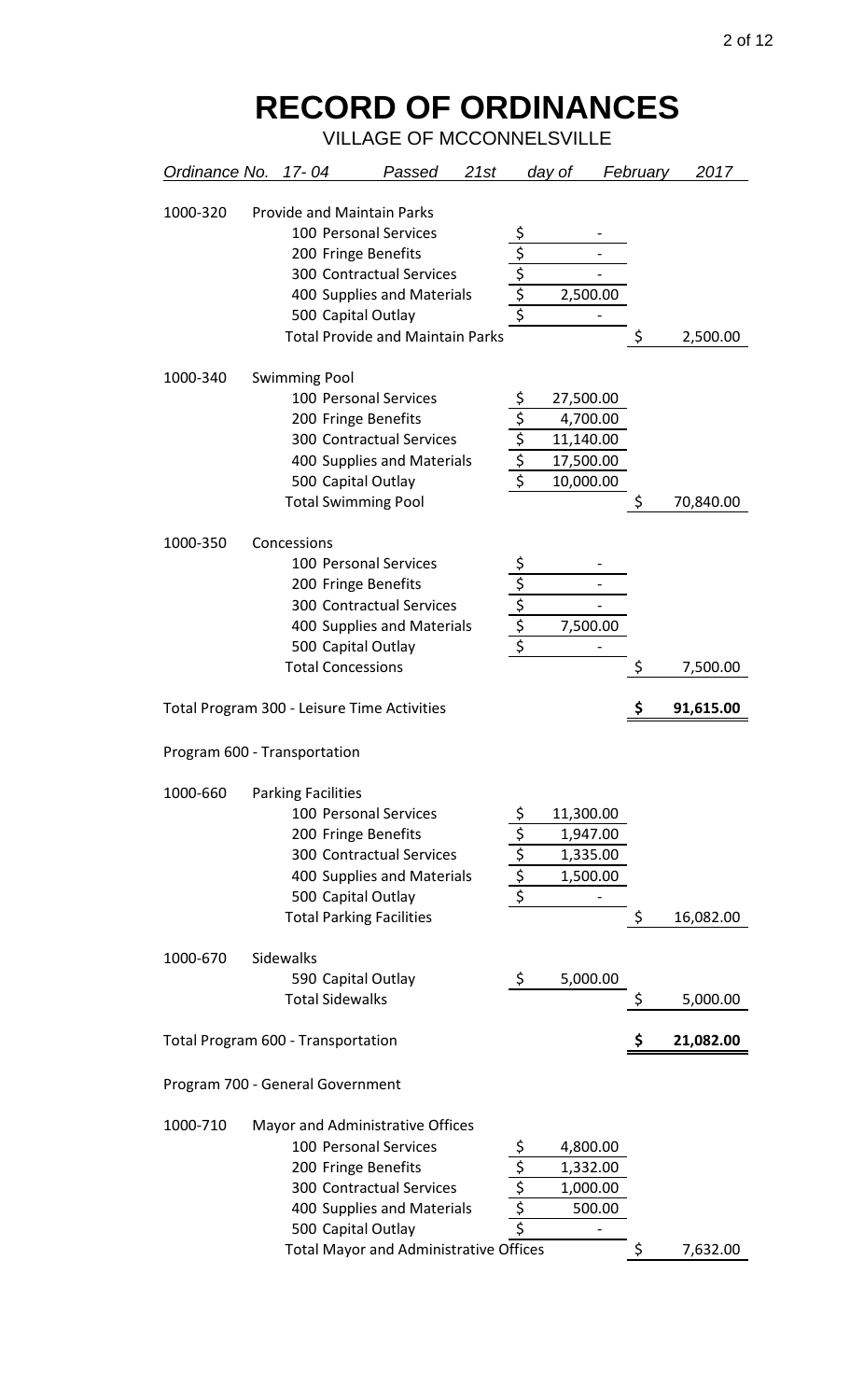# RECORD OF ORDINANCES

VILLAGE OF MCCONNELSVILLE

*Ordinance No. 17- 04 Passed 21st day of February 2017*

| Code | Description | Amount | Total |
|---|---|---|---|
| 1000-320 | Provide and Maintain Parks | | |
| | 100 Personal Services | $ - | |
| | 200 Fringe Benefits | $ - | |
| | 300 Contractual Services | $ - | |
| | 400 Supplies and Materials | $ 2,500.00 | |
| | 500 Capital Outlay | $ - | |
| | Total Provide and Maintain Parks | | $ 2,500.00 |
| 1000-340 | Swimming Pool | | |
| | 100 Personal Services | $ 27,500.00 | |
| | 200 Fringe Benefits | $ 4,700.00 | |
| | 300 Contractual Services | $ 11,140.00 | |
| | 400 Supplies and Materials | $ 17,500.00 | |
| | 500 Capital Outlay | $ 10,000.00 | |
| | Total Swimming Pool | | $ 70,840.00 |
| 1000-350 | Concessions | | |
| | 100 Personal Services | $ - | |
| | 200 Fringe Benefits | $ - | |
| | 300 Contractual Services | $ - | |
| | 400 Supplies and Materials | $ 7,500.00 | |
| | 500 Capital Outlay | $ - | |
| | Total Concessions | | $ 7,500.00 |
| | **Total Program 300 - Leisure Time Activities** | | **$ 91,615.00** |
| | Program 600 - Transportation | | |
| 1000-660 | Parking Facilities | | |
| | 100 Personal Services | $ 11,300.00 | |
| | 200 Fringe Benefits | $ 1,947.00 | |
| | 300 Contractual Services | $ 1,335.00 | |
| | 400 Supplies and Materials | $ 1,500.00 | |
| | 500 Capital Outlay | $ - | |
| | Total Parking Facilities | | $ 16,082.00 |
| 1000-670 | Sidewalks | | |
| | 590 Capital Outlay | $ 5,000.00 | |
| | Total Sidewalks | | $ 5,000.00 |
| | **Total Program 600 - Transportation** | | **$ 21,082.00** |
| | Program 700 - General Government | | |
| 1000-710 | Mayor and Administrative Offices | | |
| | 100 Personal Services | $ 4,800.00 | |
| | 200 Fringe Benefits | $ 1,332.00 | |
| | 300 Contractual Services | $ 1,000.00 | |
| | 400 Supplies and Materials | $ 500.00 | |
| | 500 Capital Outlay | $ - | |
| | Total Mayor and Administrative Offices | | $ 7,632.00 |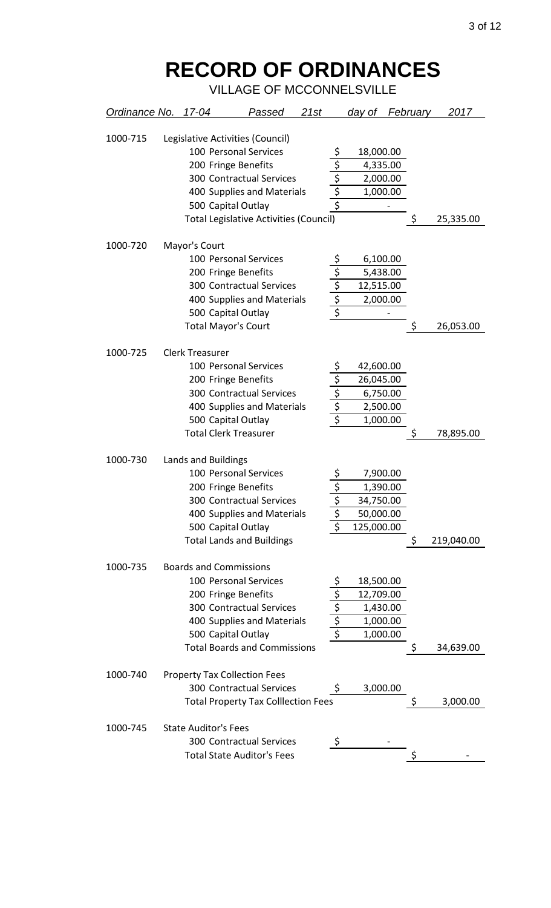# RECORD OF ORDINANCES

VILLAGE OF MCCONNELSVILLE

*Ordinance No. 17-04 Passed 21st day of February 2017*

| | | | |
|---|---|---|---|
| 1000-715 | Legislative Activities (Council) | | |
| | 100 Personal Services | $ 18,000.00 | |
| | 200 Fringe Benefits | $ 4,335.00 | |
| | 300 Contractual Services | $ 2,000.00 | |
| | 400 Supplies and Materials | $ 1,000.00 | |
| | 500 Capital Outlay | $ - | |
| | Total Legislative Activities (Council) | | $ 25,335.00 |
| 1000-720 | Mayor's Court | | |
| | 100 Personal Services | $ 6,100.00 | |
| | 200 Fringe Benefits | $ 5,438.00 | |
| | 300 Contractual Services | $ 12,515.00 | |
| | 400 Supplies and Materials | $ 2,000.00 | |
| | 500 Capital Outlay | $ - | |
| | Total Mayor's Court | | $ 26,053.00 |
| 1000-725 | Clerk Treasurer | | |
| | 100 Personal Services | $ 42,600.00 | |
| | 200 Fringe Benefits | $ 26,045.00 | |
| | 300 Contractual Services | $ 6,750.00 | |
| | 400 Supplies and Materials | $ 2,500.00 | |
| | 500 Capital Outlay | $ 1,000.00 | |
| | Total Clerk Treasurer | | $ 78,895.00 |
| 1000-730 | Lands and Buildings | | |
| | 100 Personal Services | $ 7,900.00 | |
| | 200 Fringe Benefits | $ 1,390.00 | |
| | 300 Contractual Services | $ 34,750.00 | |
| | 400 Supplies and Materials | $ 50,000.00 | |
| | 500 Capital Outlay | $ 125,000.00 | |
| | Total Lands and Buildings | | $ 219,040.00 |
| 1000-735 | Boards and Commissions | | |
| | 100 Personal Services | $ 18,500.00 | |
| | 200 Fringe Benefits | $ 12,709.00 | |
| | 300 Contractual Services | $ 1,430.00 | |
| | 400 Supplies and Materials | $ 1,000.00 | |
| | 500 Capital Outlay | $ 1,000.00 | |
| | Total Boards and Commissions | | $ 34,639.00 |
| 1000-740 | Property Tax Collection Fees | | |
| | 300 Contractual Services | $ 3,000.00 | |
| | Total Property Tax Colllection Fees | | $ 3,000.00 |
| 1000-745 | State Auditor's Fees | | |
| | 300 Contractual Services | $ - | |
| | Total State Auditor's Fees | | $ - |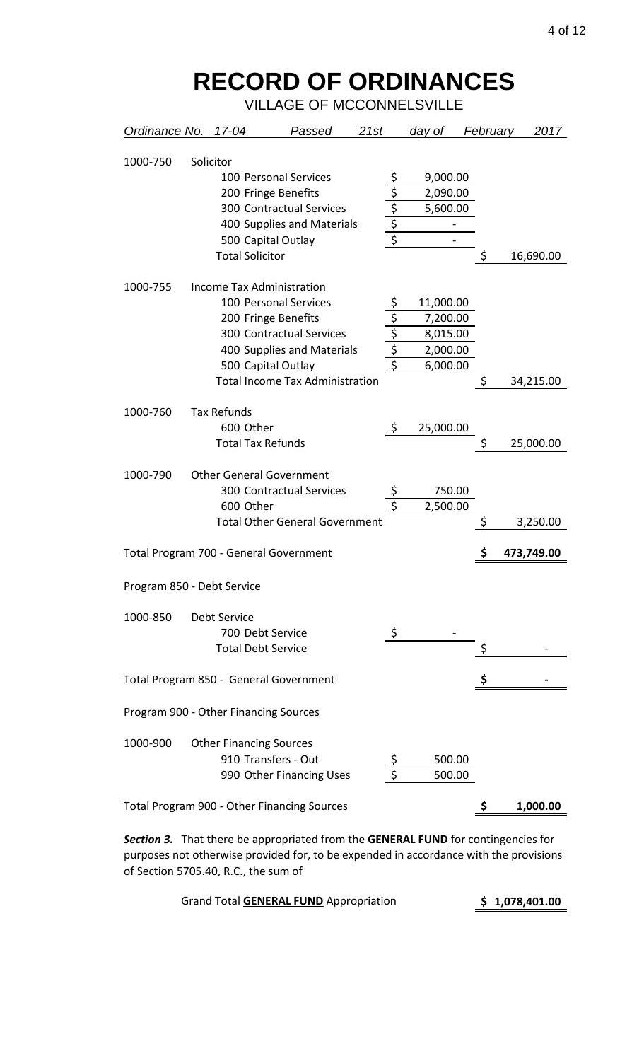# RECORD OF ORDINANCES

VILLAGE OF MCCONNELSVILLE

*Ordinance No. 17-04 Passed 21st day of February 2017*

| Account | Description | Amount | Total |
|---|---|---|---|
| 1000-750 | Solicitor | | |
| | 100 Personal Services | $ 9,000.00 | |
| | 200 Fringe Benefits | $ 2,090.00 | |
| | 300 Contractual Services | $ 5,600.00 | |
| | 400 Supplies and Materials | $ - | |
| | 500 Capital Outlay | $ - | |
| | Total Solicitor | | $ 16,690.00 |
| 1000-755 | Income Tax Administration | | |
| | 100 Personal Services | $ 11,000.00 | |
| | 200 Fringe Benefits | $ 7,200.00 | |
| | 300 Contractual Services | $ 8,015.00 | |
| | 400 Supplies and Materials | $ 2,000.00 | |
| | 500 Capital Outlay | $ 6,000.00 | |
| | Total Income Tax Administration | | $ 34,215.00 |
| 1000-760 | Tax Refunds | | |
| | 600 Other | $ 25,000.00 | |
| | Total Tax Refunds | | $ 25,000.00 |
| 1000-790 | Other General Government | | |
| | 300 Contractual Services | $ 750.00 | |
| | 600 Other | $ 2,500.00 | |
| | Total Other General Government | | $ 3,250.00 |
| **Total Program 700 - General Government** | | | **$ 473,749.00** |
| Program 850 - Debt Service | | | |
| 1000-850 | Debt Service | | |
| | 700 Debt Service | $ - | |
| | Total Debt Service | | $ - |
| **Total Program 850 - General Government** | | | **$ -** |
| Program 900 - Other Financing Sources | | | |
| 1000-900 | Other Financing Sources | | |
| | 910 Transfers - Out | $ 500.00 | |
| | 990 Other Financing Uses | $ 500.00 | |
| **Total Program 900 - Other Financing Sources** | | | **$ 1,000.00** |

***Section 3.*** That there be appropriated from the **GENERAL FUND** for contingencies for purposes not otherwise provided for, to be expended in accordance with the provisions of Section 5705.40, R.C., the sum of

Grand Total **GENERAL FUND** Appropriation **$ 1,078,401.00**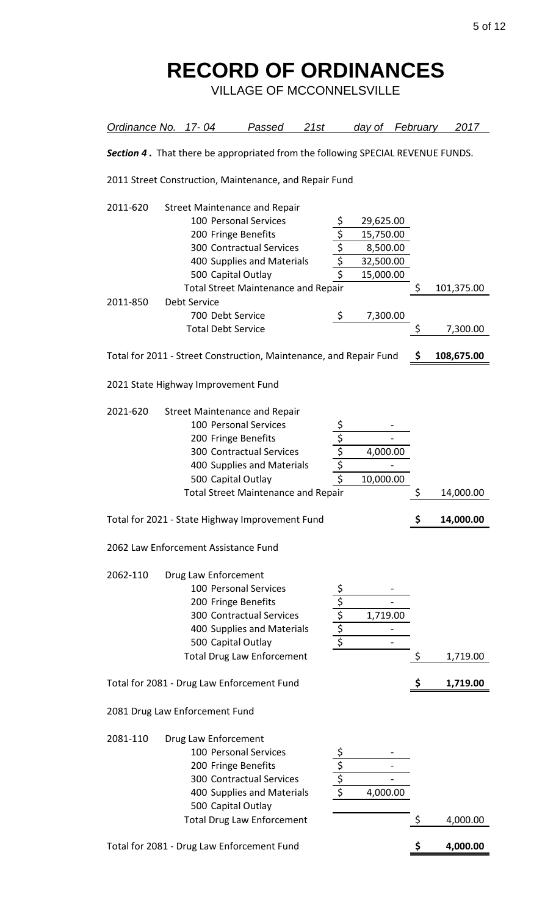# RECORD OF ORDINANCES

VILLAGE OF MCCONNELSVILLE

*Ordinance No. 17- 04 Passed 21st day of February 2017*

***Section 4 .*** That there be appropriated from the following SPECIAL REVENUE FUNDS.

2011 Street Construction, Maintenance, and Repair Fund

| | | | |
|---|---|---|---|
| 2011-620 | Street Maintenance and Repair | | |
| | 100 Personal Services | $ 29,625.00 | |
| | 200 Fringe Benefits | $ 15,750.00 | |
| | 300 Contractual Services | $ 8,500.00 | |
| | 400 Supplies and Materials | $ 32,500.00 | |
| | 500 Capital Outlay | $ 15,000.00 | |
| | Total Street Maintenance and Repair | | $ 101,375.00 |
| 2011-850 | Debt Service | | |
| | 700 Debt Service | $ 7,300.00 | |
| | Total Debt Service | | $ 7,300.00 |
| Total for 2011 - Street Construction, Maintenance, and Repair Fund | | | **$ 108,675.00** |

2021 State Highway Improvement Fund

| | | | |
|---|---|---|---|
| 2021-620 | Street Maintenance and Repair | | |
| | 100 Personal Services | $ - | |
| | 200 Fringe Benefits | $ - | |
| | 300 Contractual Services | $ 4,000.00 | |
| | 400 Supplies and Materials | $ - | |
| | 500 Capital Outlay | $ 10,000.00 | |
| | Total Street Maintenance and Repair | | $ 14,000.00 |
| Total for 2021 - State Highway Improvement Fund | | | **$ 14,000.00** |

2062 Law Enforcement Assistance Fund

| | | | |
|---|---|---|---|
| 2062-110 | Drug Law Enforcement | | |
| | 100 Personal Services | $ - | |
| | 200 Fringe Benefits | $ - | |
| | 300 Contractual Services | $ 1,719.00 | |
| | 400 Supplies and Materials | $ - | |
| | 500 Capital Outlay | $ - | |
| | Total Drug Law Enforcement | | $ 1,719.00 |
| Total for 2081 - Drug Law Enforcement Fund | | | **$ 1,719.00** |

2081 Drug Law Enforcement Fund

| | | | |
|---|---|---|---|
| 2081-110 | Drug Law Enforcement | | |
| | 100 Personal Services | $ - | |
| | 200 Fringe Benefits | $ - | |
| | 300 Contractual Services | $ - | |
| | 400 Supplies and Materials | $ 4,000.00 | |
| | 500 Capital Outlay | | |
| | Total Drug Law Enforcement | | $ 4,000.00 |
| Total for 2081 - Drug Law Enforcement Fund | | | **$ 4,000.00** |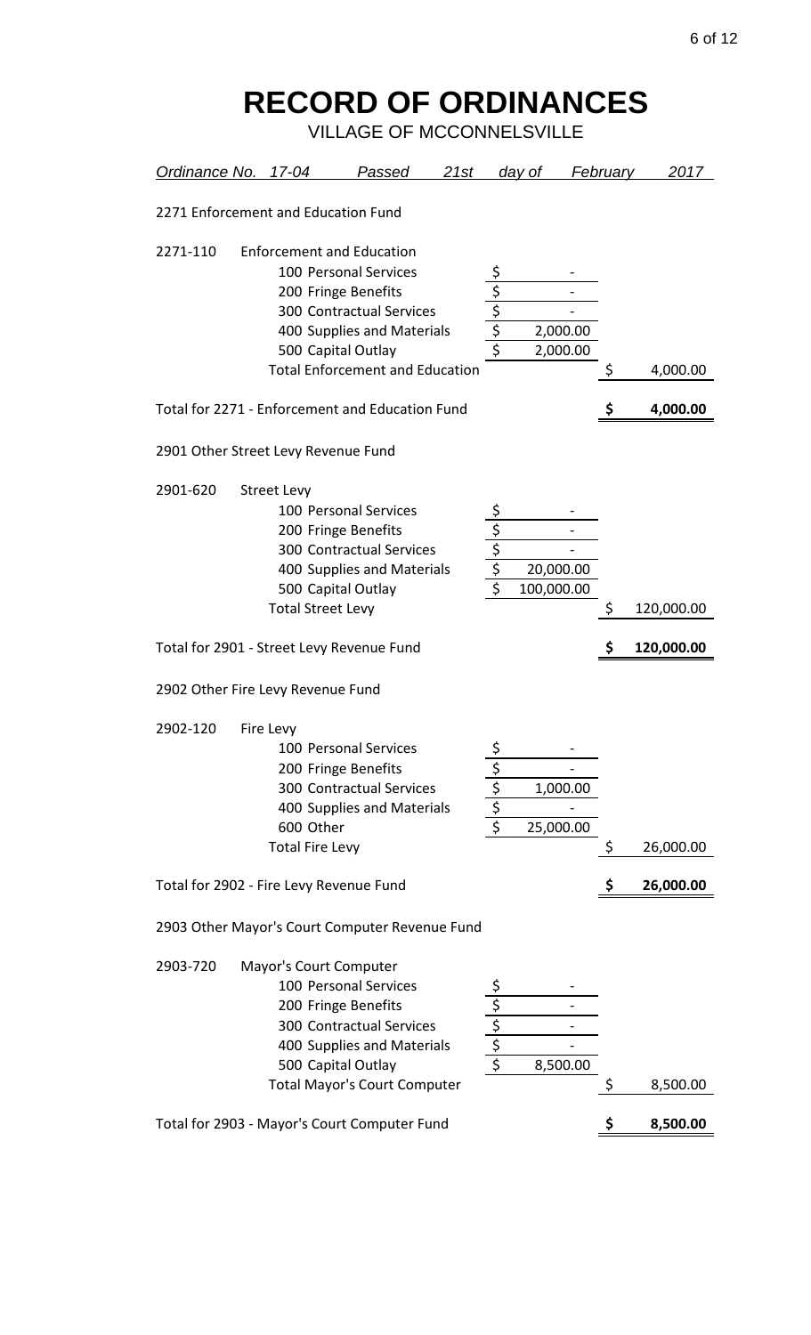# RECORD OF ORDINANCES

VILLAGE OF MCCONNELSVILLE

*Ordinance No. 17-04 Passed 21st day of February 2017*

2271 Enforcement and Education Fund

| | | | |
|---|---|---|---|
| 2271-110 | Enforcement and Education | | |
| | 100 Personal Services | $ - | |
| | 200 Fringe Benefits | $ - | |
| | 300 Contractual Services | $ - | |
| | 400 Supplies and Materials | $ 2,000.00 | |
| | 500 Capital Outlay | $ 2,000.00 | |
| | Total Enforcement and Education | | $ 4,000.00 |
| | | | |
| Total for 2271 - Enforcement and Education Fund | | | **$ 4,000.00** |

2901 Other Street Levy Revenue Fund

| | | | |
|---|---|---|---|
| 2901-620 | Street Levy | | |
| | 100 Personal Services | $ - | |
| | 200 Fringe Benefits | $ - | |
| | 300 Contractual Services | $ - | |
| | 400 Supplies and Materials | $ 20,000.00 | |
| | 500 Capital Outlay | $ 100,000.00 | |
| | Total Street Levy | | $ 120,000.00 |
| | | | |
| Total for 2901 - Street Levy Revenue Fund | | | **$ 120,000.00** |

2902 Other Fire Levy Revenue Fund

| | | | |
|---|---|---|---|
| 2902-120 | Fire Levy | | |
| | 100 Personal Services | $ - | |
| | 200 Fringe Benefits | $ - | |
| | 300 Contractual Services | $ 1,000.00 | |
| | 400 Supplies and Materials | $ - | |
| | 600 Other | $ 25,000.00 | |
| | Total Fire Levy | | $ 26,000.00 |
| | | | |
| Total for 2902 - Fire Levy Revenue Fund | | | **$ 26,000.00** |

2903 Other Mayor's Court Computer Revenue Fund

| | | | |
|---|---|---|---|
| 2903-720 | Mayor's Court Computer | | |
| | 100 Personal Services | $ - | |
| | 200 Fringe Benefits | $ - | |
| | 300 Contractual Services | $ - | |
| | 400 Supplies and Materials | $ - | |
| | 500 Capital Outlay | $ 8,500.00 | |
| | Total Mayor's Court Computer | | $ 8,500.00 |
| | | | |
| Total for 2903 - Mayor's Court Computer Fund | | | **$ 8,500.00** |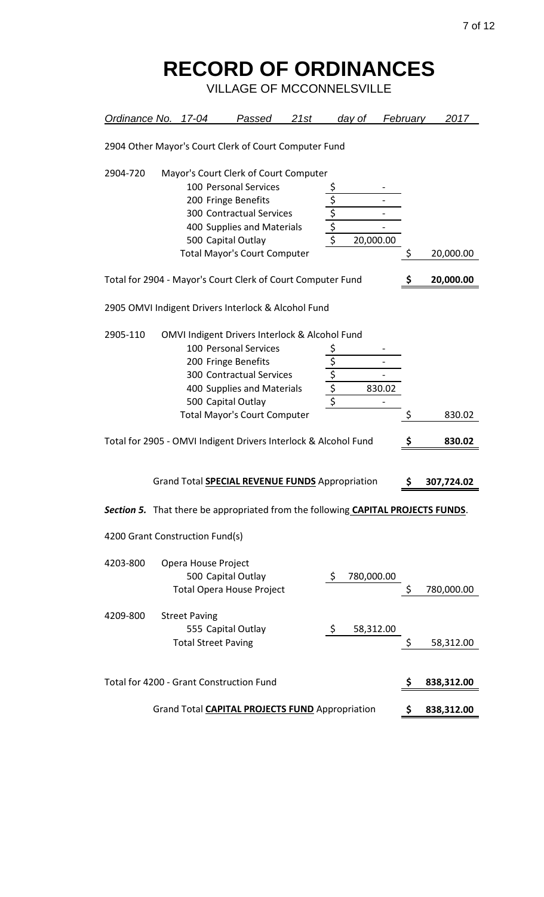# RECORD OF ORDINANCES

VILLAGE OF MCCONNELSVILLE

*Ordinance No.* *17-04* *Passed* *21st* *day of* *February* *2017*

2904 Other Mayor's Court Clerk of Court Computer Fund

| | | | |
|---|---|---|---|
| 2904-720 | Mayor's Court Clerk of Court Computer | | |
| | 100 Personal Services | $ - | |
| | 200 Fringe Benefits | $ - | |
| | 300 Contractual Services | $ - | |
| | 400 Supplies and Materials | $ - | |
| | 500 Capital Outlay | $ 20,000.00 | |
| | Total Mayor's Court Computer | | $ 20,000.00 |

| | |
|---|---|
| Total for 2904 - Mayor's Court Clerk of Court Computer Fund | **$ 20,000.00** |

2905 OMVI Indigent Drivers Interlock & Alcohol Fund

| | | | |
|---|---|---|---|
| 2905-110 | OMVI Indigent Drivers Interlock & Alcohol Fund | | |
| | 100 Personal Services | $ - | |
| | 200 Fringe Benefits | $ - | |
| | 300 Contractual Services | $ - | |
| | 400 Supplies and Materials | $ 830.02 | |
| | 500 Capital Outlay | $ - | |
| | Total Mayor's Court Computer | | $ 830.02 |

| | |
|---|---|
| Total for 2905 - OMVI Indigent Drivers Interlock & Alcohol Fund | **$ 830.02** |
| Grand Total **SPECIAL REVENUE FUNDS** Appropriation | **$ 307,724.02** |

***Section 5.*** That there be appropriated from the following **CAPITAL PROJECTS FUNDS**.

4200 Grant Construction Fund(s)

| | | | |
|---|---|---|---|
| 4203-800 | Opera House Project | | |
| | 500 Capital Outlay | $ 780,000.00 | |
| | Total Opera House Project | | $ 780,000.00 |
| 4209-800 | Street Paving | | |
| | 555 Capital Outlay | $ 58,312.00 | |
| | Total Street Paving | | $ 58,312.00 |

| | |
|---|---|
| Total for 4200 - Grant Construction Fund | **$ 838,312.00** |
| Grand Total **CAPITAL PROJECTS FUND** Appropriation | **$ 838,312.00** |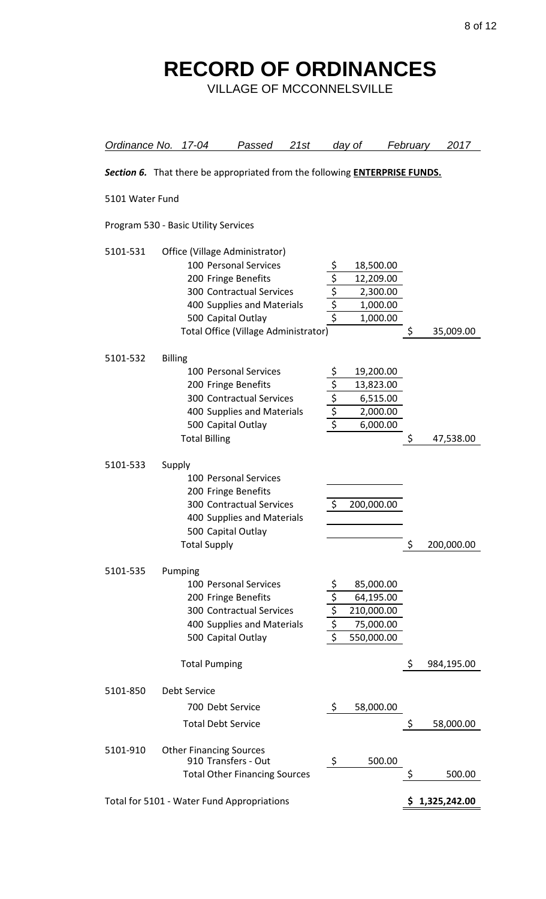# RECORD OF ORDINANCES

VILLAGE OF MCCONNELSVILLE

*Ordinance No. 17-04 Passed 21st day of February 2017*

***Section 6.*** That there be appropriated from the following **ENTERPRISE FUNDS.**

5101 Water Fund

Program 530 - Basic Utility Services

| Account | Description | Amount | Total |
|---|---|---|---|
| 5101-531 | Office (Village Administrator) | | |
| | 100 Personal Services | $ 18,500.00 | |
| | 200 Fringe Benefits | $ 12,209.00 | |
| | 300 Contractual Services | $ 2,300.00 | |
| | 400 Supplies and Materials | $ 1,000.00 | |
| | 500 Capital Outlay | $ 1,000.00 | |
| | Total Office (Village Administrator) | | $ 35,009.00 |
| 5101-532 | Billing | | |
| | 100 Personal Services | $ 19,200.00 | |
| | 200 Fringe Benefits | $ 13,823.00 | |
| | 300 Contractual Services | $ 6,515.00 | |
| | 400 Supplies and Materials | $ 2,000.00 | |
| | 500 Capital Outlay | $ 6,000.00 | |
| | Total Billing | | $ 47,538.00 |
| 5101-533 | Supply | | |
| | 100 Personal Services | | |
| | 200 Fringe Benefits | | |
| | 300 Contractual Services | $ 200,000.00 | |
| | 400 Supplies and Materials | | |
| | 500 Capital Outlay | | |
| | Total Supply | | $ 200,000.00 |
| 5101-535 | Pumping | | |
| | 100 Personal Services | $ 85,000.00 | |
| | 200 Fringe Benefits | $ 64,195.00 | |
| | 300 Contractual Services | $ 210,000.00 | |
| | 400 Supplies and Materials | $ 75,000.00 | |
| | 500 Capital Outlay | $ 550,000.00 | |
| | Total Pumping | | $ 984,195.00 |
| 5101-850 | Debt Service | | |
| | 700 Debt Service | $ 58,000.00 | |
| | Total Debt Service | | $ 58,000.00 |
| 5101-910 | Other Financing Sources | | |
| | 910 Transfers - Out | $ 500.00 | |
| | Total Other Financing Sources | | $ 500.00 |
| | Total for 5101 - Water Fund Appropriations | | **$ 1,325,242.00** |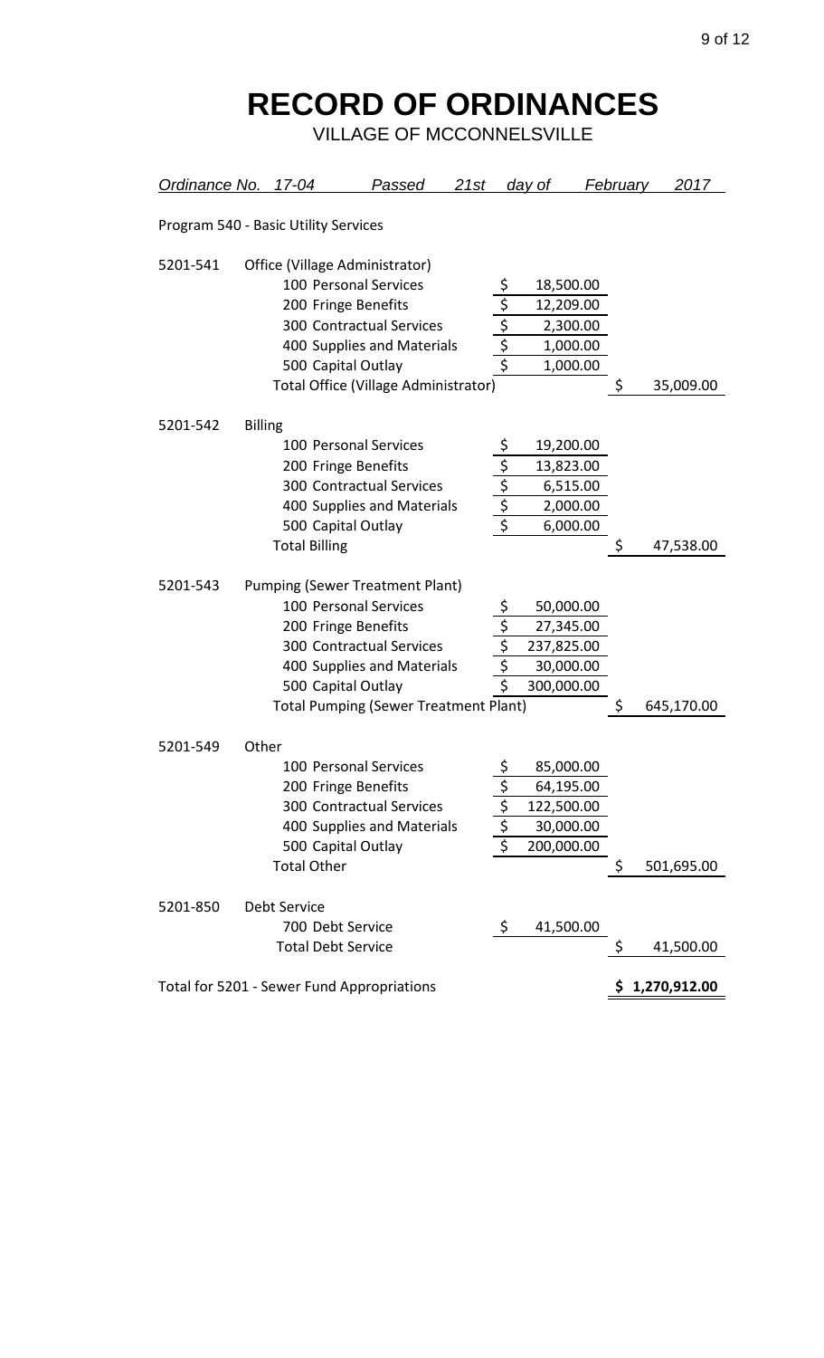# RECORD OF ORDINANCES

VILLAGE OF MCCONNELSVILLE

*Ordinance No.* *17-04* *Passed* *21st* *day of* *February* *2017*

Program 540 - Basic Utility Services

| Account | Description | Amount | Total |
|---|---|---|---|
| 5201-541 | Office (Village Administrator) | | |
| | 100 Personal Services | $ 18,500.00 | |
| | 200 Fringe Benefits | $ 12,209.00 | |
| | 300 Contractual Services | $ 2,300.00 | |
| | 400 Supplies and Materials | $ 1,000.00 | |
| | 500 Capital Outlay | $ 1,000.00 | |
| | Total Office (Village Administrator) | | $ 35,009.00 |
| 5201-542 | Billing | | |
| | 100 Personal Services | $ 19,200.00 | |
| | 200 Fringe Benefits | $ 13,823.00 | |
| | 300 Contractual Services | $ 6,515.00 | |
| | 400 Supplies and Materials | $ 2,000.00 | |
| | 500 Capital Outlay | $ 6,000.00 | |
| | Total Billing | | $ 47,538.00 |
| 5201-543 | Pumping (Sewer Treatment Plant) | | |
| | 100 Personal Services | $ 50,000.00 | |
| | 200 Fringe Benefits | $ 27,345.00 | |
| | 300 Contractual Services | $ 237,825.00 | |
| | 400 Supplies and Materials | $ 30,000.00 | |
| | 500 Capital Outlay | $ 300,000.00 | |
| | Total Pumping (Sewer Treatment Plant) | | $ 645,170.00 |
| 5201-549 | Other | | |
| | 100 Personal Services | $ 85,000.00 | |
| | 200 Fringe Benefits | $ 64,195.00 | |
| | 300 Contractual Services | $ 122,500.00 | |
| | 400 Supplies and Materials | $ 30,000.00 | |
| | 500 Capital Outlay | $ 200,000.00 | |
| | Total Other | | $ 501,695.00 |
| 5201-850 | Debt Service | | |
| | 700 Debt Service | $ 41,500.00 | |
| | Total Debt Service | | $ 41,500.00 |
| | **Total for 5201 - Sewer Fund Appropriations** | | **$ 1,270,912.00** |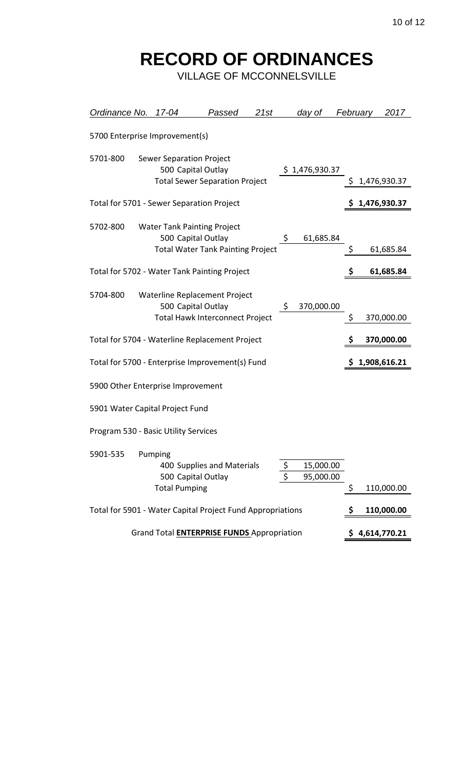# RECORD OF ORDINANCES

VILLAGE OF MCCONNELSVILLE

*Ordinance No.* *17-04* *Passed* *21st* *day of* *February* *2017*

5700 Enterprise Improvement(s)

| | | | |
|---|---|---|---|
| 5701-800 | Sewer Separation Project | | |
| | 500 Capital Outlay | $ 1,476,930.37 | |
| | Total Sewer Separation Project | | $ 1,476,930.37 |
| Total for 5701 - Sewer Separation Project | | | **$ 1,476,930.37** |
| 5702-800 | Water Tank Painting Project | | |
| | 500 Capital Outlay | $ 61,685.84 | |
| | Total Water Tank Painting Project | | $ 61,685.84 |
| Total for 5702 - Water Tank Painting Project | | | **$ 61,685.84** |
| 5704-800 | Waterline Replacement Project | | |
| | 500 Capital Outlay | $ 370,000.00 | |
| | Total Hawk Interconnect Project | | $ 370,000.00 |
| Total for 5704 - Waterline Replacement Project | | | **$ 370,000.00** |
| Total for 5700 - Enterprise Improvement(s) Fund | | | **$ 1,908,616.21** |

5900 Other Enterprise Improvement

5901 Water Capital Project Fund

Program 530 - Basic Utility Services

| | | | |
|---|---|---|---|
| 5901-535 | Pumping | | |
| | 400 Supplies and Materials | $ 15,000.00 | |
| | 500 Capital Outlay | $ 95,000.00 | |
| | Total Pumping | | $ 110,000.00 |
| Total for 5901 - Water Capital Project Fund Appropriations | | | **$ 110,000.00** |
| Grand Total **ENTERPRISE FUNDS** Appropriation | | | **$ 4,614,770.21** |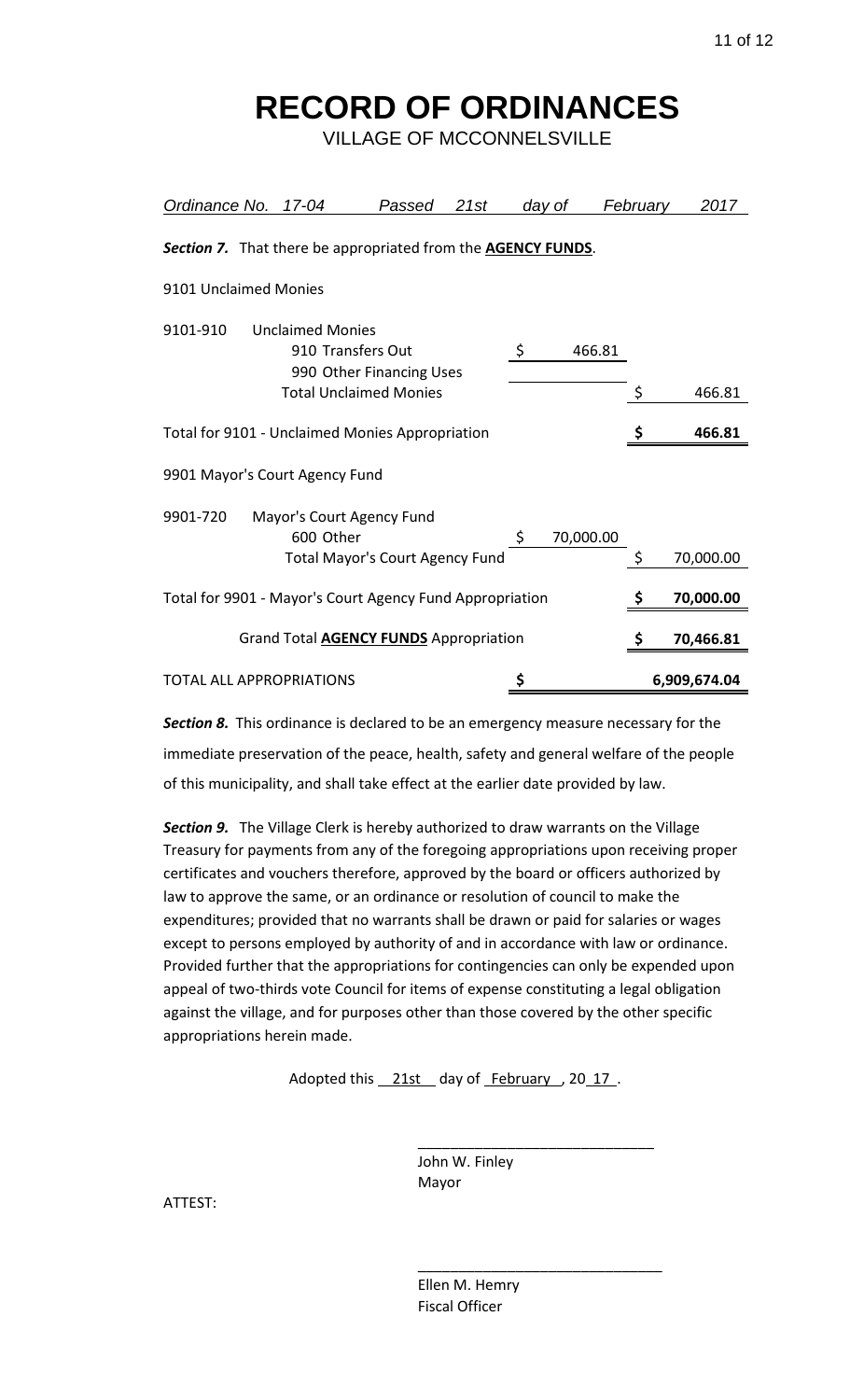# RECORD OF ORDINANCES

VILLAGE OF MCCONNELSVILLE

*Ordinance No. 17-04 Passed 21st day of February 2017*

***Section 7.*** That there be appropriated from the **AGENCY FUNDS**.

9101 Unclaimed Monies

| | | | |
|---|---|---|---|
| 9101-910 | Unclaimed Monies | | |
| | 910 Transfers Out | $ 466.81 | |
| | 990 Other Financing Uses | | |
| | Total Unclaimed Monies | | $ 466.81 |
| Total for 9101 - Unclaimed Monies Appropriation | | | **$ 466.81** |

9901 Mayor's Court Agency Fund

| | | | |
|---|---|---|---|
| 9901-720 | Mayor's Court Agency Fund | | |
| | 600 Other | $ 70,000.00 | |
| | Total Mayor's Court Agency Fund | | $ 70,000.00 |
| Total for 9901 - Mayor's Court Agency Fund Appropriation | | | **$ 70,000.00** |
| Grand Total **AGENCY FUNDS** Appropriation | | | **$ 70,466.81** |
| TOTAL ALL APPROPRIATIONS | | $ | **6,909,674.04** |

***Section 8.*** This ordinance is declared to be an emergency measure necessary for the immediate preservation of the peace, health, safety and general welfare of the people of this municipality, and shall take effect at the earlier date provided by law.

***Section 9.*** The Village Clerk is hereby authorized to draw warrants on the Village Treasury for payments from any of the foregoing appropriations upon receiving proper certificates and vouchers therefore, approved by the board or officers authorized by law to approve the same, or an ordinance or resolution of council to make the expenditures; provided that no warrants shall be drawn or paid for salaries or wages except to persons employed by authority of and in accordance with law or ordinance. Provided further that the appropriations for contingencies can only be expended upon appeal of two-thirds vote Council for items of expense constituting a legal obligation against the village, and for purposes other than those covered by the other specific appropriations herein made.

Adopted this 21st day of February, 20 17.

\_\_\_\_\_\_\_\_\_\_\_\_\_\_\_\_\_\_\_\_\_\_\_\_\_\_\_\_\_\_

John W. Finley
Mayor

ATTEST:

\_\_\_\_\_\_\_\_\_\_\_\_\_\_\_\_\_\_\_\_\_\_\_\_\_\_\_\_\_\_

Ellen M. Hemry
Fiscal Officer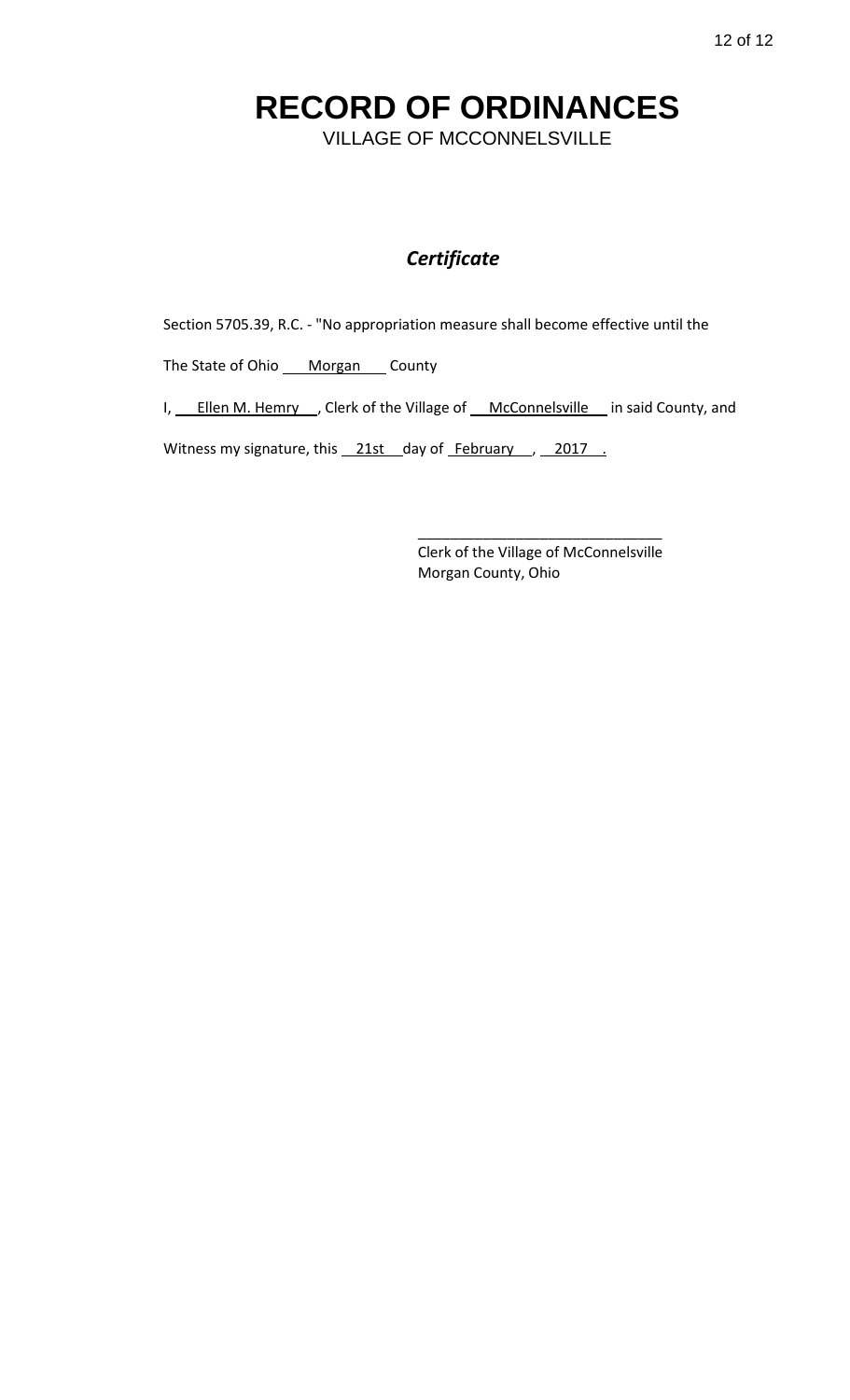# RECORD OF ORDINANCES

VILLAGE OF MCCONNELSVILLE

## *Certificate*

Section 5705.39, R.C. - "No appropriation measure shall become effective until the

The State of Ohio Morgan County

I, Ellen M. Hemry , Clerk of the Village of McConnelsville in said County, and

Witness my signature, this 21st day of February , 2017 .

\_\_\_\_\_\_\_\_\_\_\_\_\_\_\_\_\_\_\_\_\_\_\_\_\_\_\_\_\_\_

Clerk of the Village of McConnelsville
Morgan County, Ohio